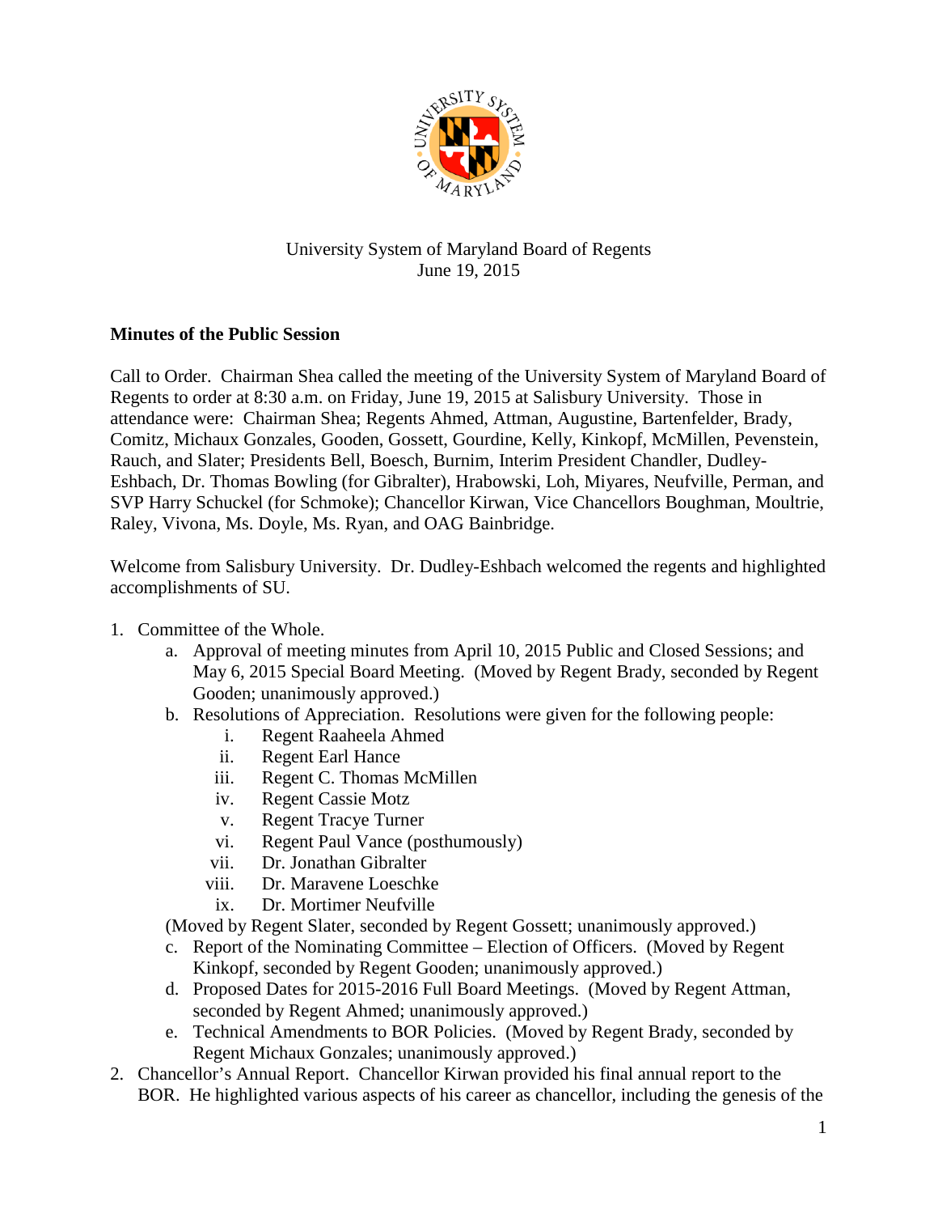University System of Maryland Board of Regents
June 19, 2015

**Minutes of the Public Session**

Call to Order. Chairman Shea called the meeting of the University System of Maryland Board of Regents to order at 8:30 a.m. on Friday, June 19, 2015 at Salisbury University. Those in attendance were: Chairman Shea; Regents Ahmed, Attman, Augustine, Bartenfelder, Brady, Comitz, Michaux Gonzales, Gooden, Gossett, Gourdine, Kelly, Kinkopf, McMillen, Pevenstein, Rauch, and Slater; Presidents Bell, Boesch, Burnim, Interim President Chandler, Dudley-Eshbach, Dr. Thomas Bowling (for Gibralter), Hrabowski, Loh, Miyares, Neufville, Perman, and SVP Harry Schuckel (for Schmoke); Chancellor Kirwan, Vice Chancellors Boughman, Moultrie, Raley, Vivona, Ms. Doyle, Ms. Ryan, and OAG Bainbridge.

Welcome from Salisbury University. Dr. Dudley-Eshbach welcomed the regents and highlighted accomplishments of SU.

1. Committee of the Whole.
   a. Approval of meeting minutes from April 10, 2015 Public and Closed Sessions; and May 6, 2015 Special Board Meeting. (Moved by Regent Brady, seconded by Regent Gooden; unanimously approved.)
   b. Resolutions of Appreciation. Resolutions were given for the following people:
      i. Regent Raaheela Ahmed
      ii. Regent Earl Hance
      iii. Regent C. Thomas McMillen
      iv. Regent Cassie Motz
      v. Regent Tracye Turner
      vi. Regent Paul Vance (posthumously)
      vii. Dr. Jonathan Gibralter
      viii. Dr. Maravene Loeschke
      ix. Dr. Mortimer Neufville

   (Moved by Regent Slater, seconded by Regent Gossett; unanimously approved.)
   c. Report of the Nominating Committee – Election of Officers. (Moved by Regent Kinkopf, seconded by Regent Gooden; unanimously approved.)
   d. Proposed Dates for 2015-2016 Full Board Meetings. (Moved by Regent Attman, seconded by Regent Ahmed; unanimously approved.)
   e. Technical Amendments to BOR Policies. (Moved by Regent Brady, seconded by Regent Michaux Gonzales; unanimously approved.)
2. Chancellor's Annual Report. Chancellor Kirwan provided his final annual report to the BOR. He highlighted various aspects of his career as chancellor, including the genesis of the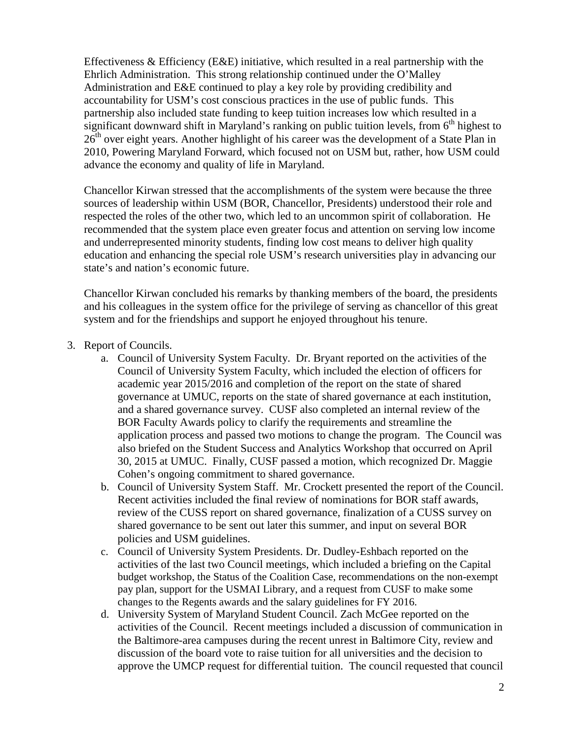Effectiveness & Efficiency (E&E) initiative, which resulted in a real partnership with the Ehrlich Administration. This strong relationship continued under the O'Malley Administration and E&E continued to play a key role by providing credibility and accountability for USM's cost conscious practices in the use of public funds. This partnership also included state funding to keep tuition increases low which resulted in a significant downward shift in Maryland's ranking on public tuition levels, from 6th highest to 26th over eight years. Another highlight of his career was the development of a State Plan in 2010, Powering Maryland Forward, which focused not on USM but, rather, how USM could advance the economy and quality of life in Maryland.

Chancellor Kirwan stressed that the accomplishments of the system were because the three sources of leadership within USM (BOR, Chancellor, Presidents) understood their role and respected the roles of the other two, which led to an uncommon spirit of collaboration. He recommended that the system place even greater focus and attention on serving low income and underrepresented minority students, finding low cost means to deliver high quality education and enhancing the special role USM's research universities play in advancing our state's and nation's economic future.

Chancellor Kirwan concluded his remarks by thanking members of the board, the presidents and his colleagues in the system office for the privilege of serving as chancellor of this great system and for the friendships and support he enjoyed throughout his tenure.

3. Report of Councils.
   a. Council of University System Faculty. Dr. Bryant reported on the activities of the Council of University System Faculty, which included the election of officers for academic year 2015/2016 and completion of the report on the state of shared governance at UMUC, reports on the state of shared governance at each institution, and a shared governance survey. CUSF also completed an internal review of the BOR Faculty Awards policy to clarify the requirements and streamline the application process and passed two motions to change the program. The Council was also briefed on the Student Success and Analytics Workshop that occurred on April 30, 2015 at UMUC. Finally, CUSF passed a motion, which recognized Dr. Maggie Cohen's ongoing commitment to shared governance.
   b. Council of University System Staff. Mr. Crockett presented the report of the Council. Recent activities included the final review of nominations for BOR staff awards, review of the CUSS report on shared governance, finalization of a CUSS survey on shared governance to be sent out later this summer, and input on several BOR policies and USM guidelines.
   c. Council of University System Presidents. Dr. Dudley-Eshbach reported on the activities of the last two Council meetings, which included a briefing on the Capital budget workshop, the Status of the Coalition Case, recommendations on the non-exempt pay plan, support for the USMAI Library, and a request from CUSF to make some changes to the Regents awards and the salary guidelines for FY 2016.
   d. University System of Maryland Student Council. Zach McGee reported on the activities of the Council. Recent meetings included a discussion of communication in the Baltimore-area campuses during the recent unrest in Baltimore City, review and discussion of the board vote to raise tuition for all universities and the decision to approve the UMCP request for differential tuition. The council requested that council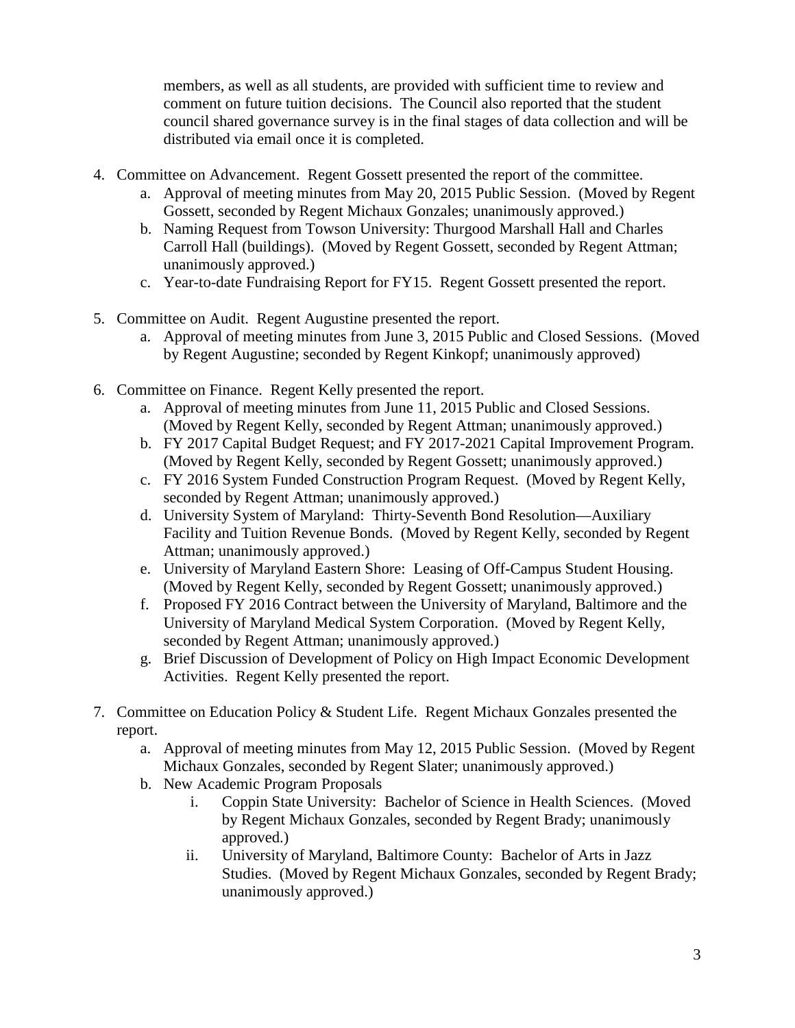members, as well as all students, are provided with sufficient time to review and comment on future tuition decisions. The Council also reported that the student council shared governance survey is in the final stages of data collection and will be distributed via email once it is completed.

4. Committee on Advancement. Regent Gossett presented the report of the committee.
   a. Approval of meeting minutes from May 20, 2015 Public Session. (Moved by Regent Gossett, seconded by Regent Michaux Gonzales; unanimously approved.)
   b. Naming Request from Towson University: Thurgood Marshall Hall and Charles Carroll Hall (buildings). (Moved by Regent Gossett, seconded by Regent Attman; unanimously approved.)
   c. Year-to-date Fundraising Report for FY15. Regent Gossett presented the report.

5. Committee on Audit. Regent Augustine presented the report.
   a. Approval of meeting minutes from June 3, 2015 Public and Closed Sessions. (Moved by Regent Augustine; seconded by Regent Kinkopf; unanimously approved)

6. Committee on Finance. Regent Kelly presented the report.
   a. Approval of meeting minutes from June 11, 2015 Public and Closed Sessions. (Moved by Regent Kelly, seconded by Regent Attman; unanimously approved.)
   b. FY 2017 Capital Budget Request; and FY 2017-2021 Capital Improvement Program. (Moved by Regent Kelly, seconded by Regent Gossett; unanimously approved.)
   c. FY 2016 System Funded Construction Program Request. (Moved by Regent Kelly, seconded by Regent Attman; unanimously approved.)
   d. University System of Maryland: Thirty-Seventh Bond Resolution—Auxiliary Facility and Tuition Revenue Bonds. (Moved by Regent Kelly, seconded by Regent Attman; unanimously approved.)
   e. University of Maryland Eastern Shore: Leasing of Off-Campus Student Housing. (Moved by Regent Kelly, seconded by Regent Gossett; unanimously approved.)
   f. Proposed FY 2016 Contract between the University of Maryland, Baltimore and the University of Maryland Medical System Corporation. (Moved by Regent Kelly, seconded by Regent Attman; unanimously approved.)
   g. Brief Discussion of Development of Policy on High Impact Economic Development Activities. Regent Kelly presented the report.

7. Committee on Education Policy & Student Life. Regent Michaux Gonzales presented the report.
   a. Approval of meeting minutes from May 12, 2015 Public Session. (Moved by Regent Michaux Gonzales, seconded by Regent Slater; unanimously approved.)
   b. New Academic Program Proposals
      i. Coppin State University: Bachelor of Science in Health Sciences. (Moved by Regent Michaux Gonzales, seconded by Regent Brady; unanimously approved.)
      ii. University of Maryland, Baltimore County: Bachelor of Arts in Jazz Studies. (Moved by Regent Michaux Gonzales, seconded by Regent Brady; unanimously approved.)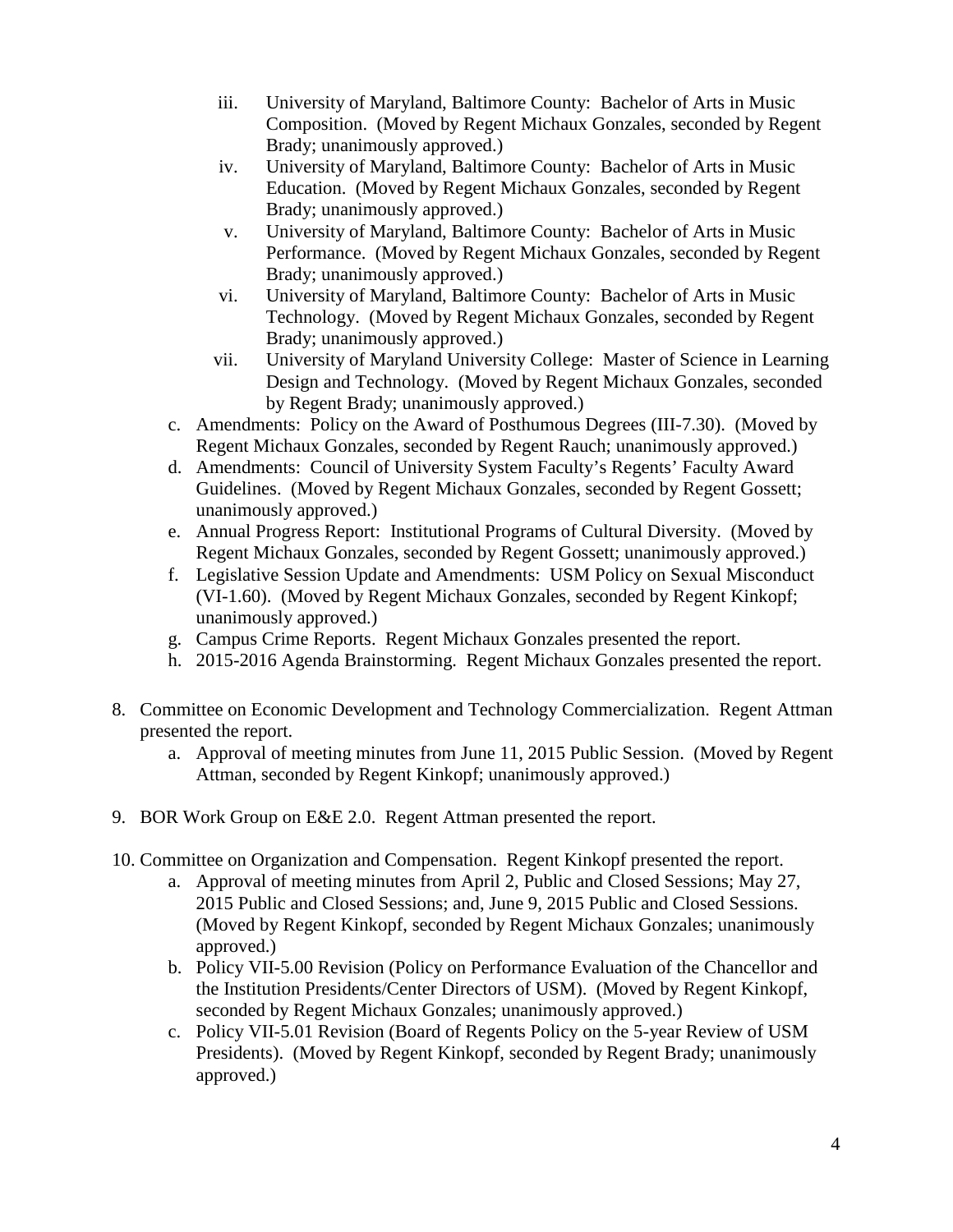iii. University of Maryland, Baltimore County: Bachelor of Arts in Music Composition. (Moved by Regent Michaux Gonzales, seconded by Regent Brady; unanimously approved.)
   iv. University of Maryland, Baltimore County: Bachelor of Arts in Music Education. (Moved by Regent Michaux Gonzales, seconded by Regent Brady; unanimously approved.)
   v. University of Maryland, Baltimore County: Bachelor of Arts in Music Performance. (Moved by Regent Michaux Gonzales, seconded by Regent Brady; unanimously approved.)
   vi. University of Maryland, Baltimore County: Bachelor of Arts in Music Technology. (Moved by Regent Michaux Gonzales, seconded by Regent Brady; unanimously approved.)
   vii. University of Maryland University College: Master of Science in Learning Design and Technology. (Moved by Regent Michaux Gonzales, seconded by Regent Brady; unanimously approved.)

   c. Amendments: Policy on the Award of Posthumous Degrees (III-7.30). (Moved by Regent Michaux Gonzales, seconded by Regent Rauch; unanimously approved.)
   d. Amendments: Council of University System Faculty's Regents' Faculty Award Guidelines. (Moved by Regent Michaux Gonzales, seconded by Regent Gossett; unanimously approved.)
   e. Annual Progress Report: Institutional Programs of Cultural Diversity. (Moved by Regent Michaux Gonzales, seconded by Regent Gossett; unanimously approved.)
   f. Legislative Session Update and Amendments: USM Policy on Sexual Misconduct (VI-1.60). (Moved by Regent Michaux Gonzales, seconded by Regent Kinkopf; unanimously approved.)
   g. Campus Crime Reports. Regent Michaux Gonzales presented the report.
   h. 2015-2016 Agenda Brainstorming. Regent Michaux Gonzales presented the report.

8. Committee on Economic Development and Technology Commercialization. Regent Attman presented the report.
   a. Approval of meeting minutes from June 11, 2015 Public Session. (Moved by Regent Attman, seconded by Regent Kinkopf; unanimously approved.)

9. BOR Work Group on E&E 2.0. Regent Attman presented the report.

10. Committee on Organization and Compensation. Regent Kinkopf presented the report.
    a. Approval of meeting minutes from April 2, Public and Closed Sessions; May 27, 2015 Public and Closed Sessions; and, June 9, 2015 Public and Closed Sessions. (Moved by Regent Kinkopf, seconded by Regent Michaux Gonzales; unanimously approved.)
    b. Policy VII-5.00 Revision (Policy on Performance Evaluation of the Chancellor and the Institution Presidents/Center Directors of USM). (Moved by Regent Kinkopf, seconded by Regent Michaux Gonzales; unanimously approved.)
    c. Policy VII-5.01 Revision (Board of Regents Policy on the 5-year Review of USM Presidents). (Moved by Regent Kinkopf, seconded by Regent Brady; unanimously approved.)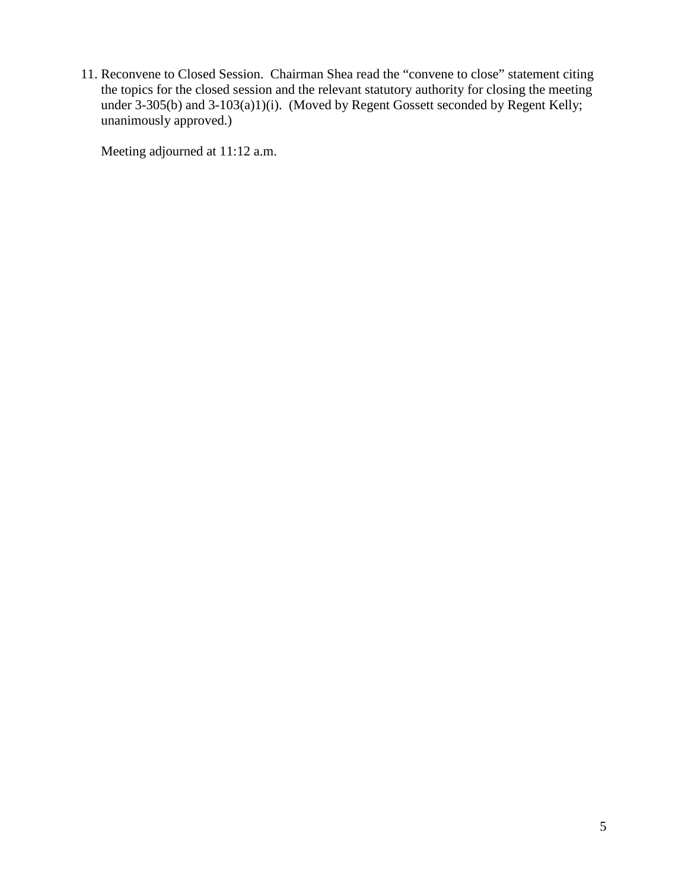11. Reconvene to Closed Session. Chairman Shea read the "convene to close" statement citing the topics for the closed session and the relevant statutory authority for closing the meeting under 3-305(b) and 3-103(a)1)(i). (Moved by Regent Gossett seconded by Regent Kelly; unanimously approved.)

    Meeting adjourned at 11:12 a.m.